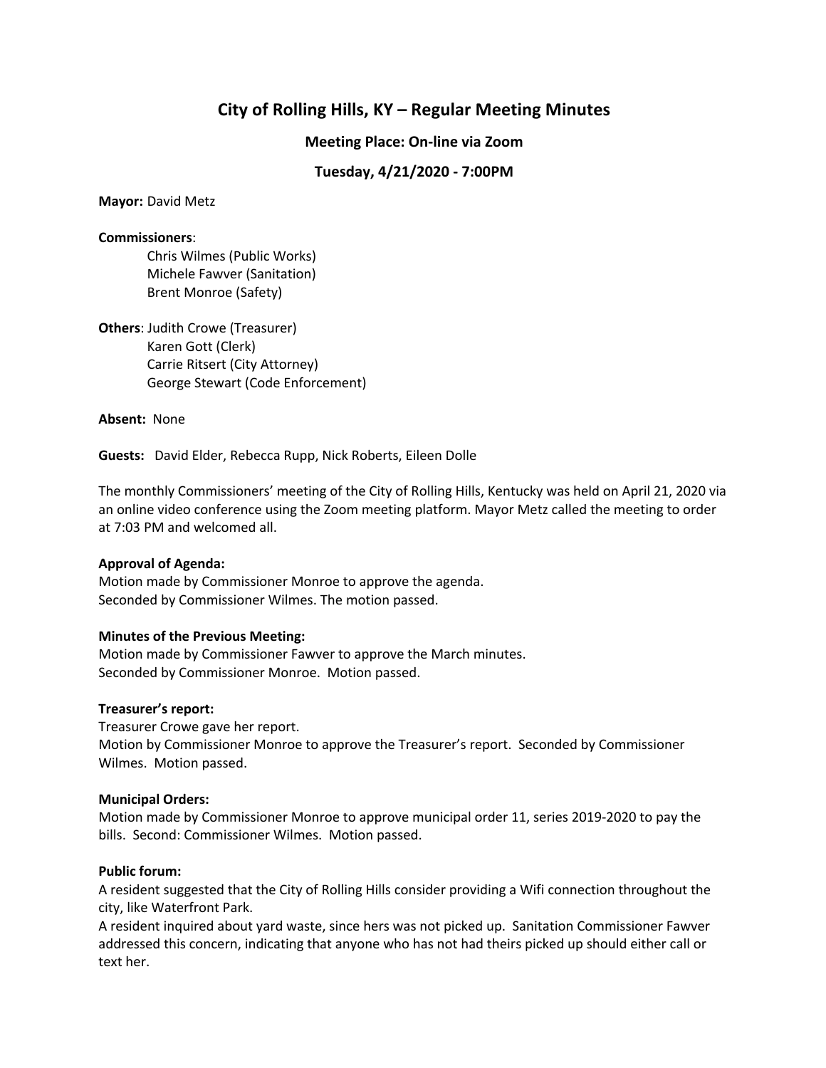# City of Rolling Hills, KY – Regular Meeting Minutes

### Meeting Place: On-line via Zoom

### Tuesday, 4/21/2020 - 7:00PM

**Mayor:** David Metz

**Commissioners**:
Chris Wilmes (Public Works)
Michele Fawver (Sanitation)
Brent Monroe (Safety)

**Others**: Judith Crowe (Treasurer)
Karen Gott (Clerk)
Carrie Ritsert (City Attorney)
George Stewart (Code Enforcement)

**Absent:** None

**Guests:** David Elder, Rebecca Rupp, Nick Roberts, Eileen Dolle

The monthly Commissioners' meeting of the City of Rolling Hills, Kentucky was held on April 21, 2020 via an online video conference using the Zoom meeting platform. Mayor Metz called the meeting to order at 7:03 PM and welcomed all.

**Approval of Agenda:**
Motion made by Commissioner Monroe to approve the agenda.
Seconded by Commissioner Wilmes. The motion passed.

**Minutes of the Previous Meeting:**
Motion made by Commissioner Fawver to approve the March minutes.
Seconded by Commissioner Monroe. Motion passed.

**Treasurer's report:**
Treasurer Crowe gave her report.
Motion by Commissioner Monroe to approve the Treasurer's report. Seconded by Commissioner Wilmes. Motion passed.

**Municipal Orders:**
Motion made by Commissioner Monroe to approve municipal order 11, series 2019-2020 to pay the bills. Second: Commissioner Wilmes. Motion passed.

**Public forum:**
A resident suggested that the City of Rolling Hills consider providing a Wifi connection throughout the city, like Waterfront Park.
A resident inquired about yard waste, since hers was not picked up. Sanitation Commissioner Fawver addressed this concern, indicating that anyone who has not had theirs picked up should either call or text her.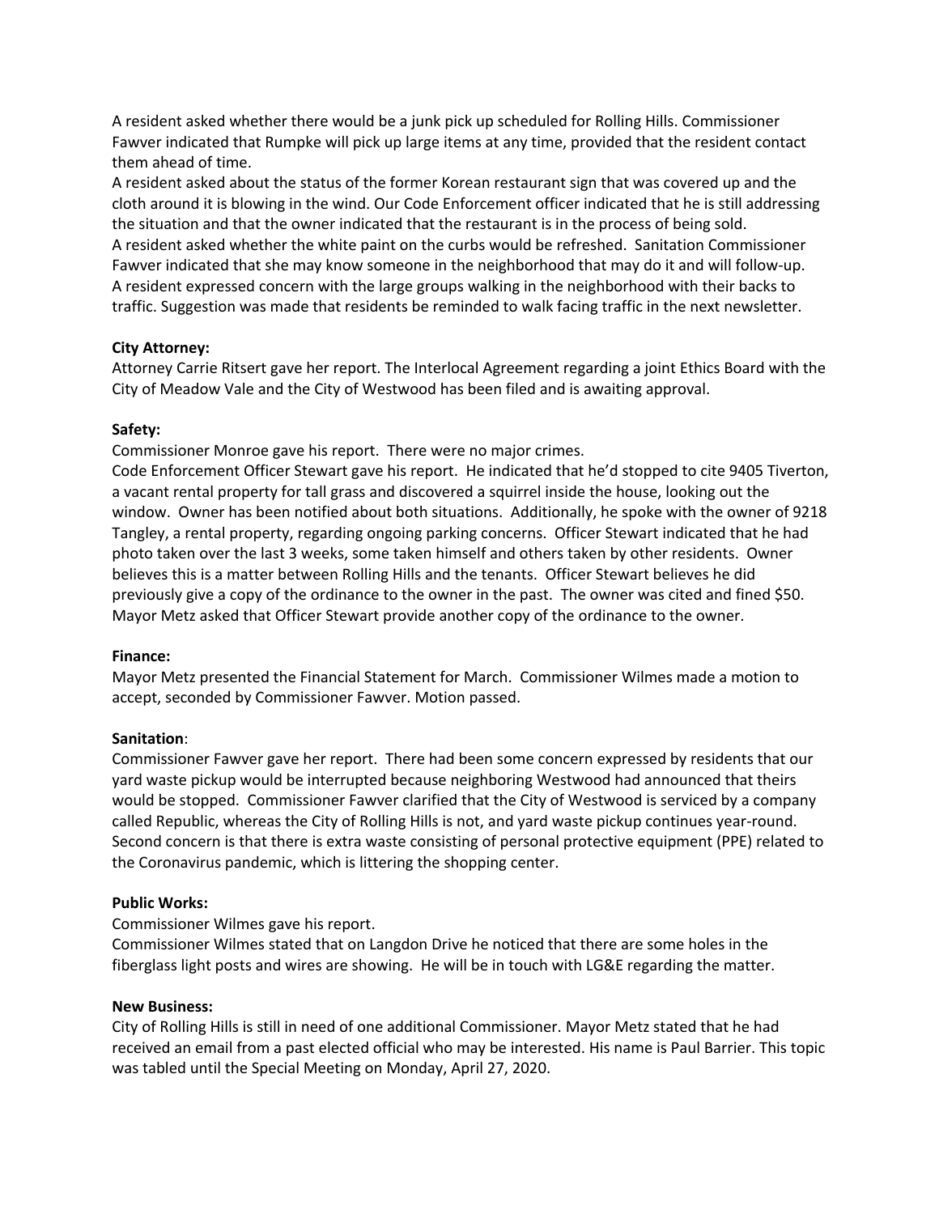A resident asked whether there would be a junk pick up scheduled for Rolling Hills. Commissioner Fawver indicated that Rumpke will pick up large items at any time, provided that the resident contact them ahead of time.

A resident asked about the status of the former Korean restaurant sign that was covered up and the cloth around it is blowing in the wind. Our Code Enforcement officer indicated that he is still addressing the situation and that the owner indicated that the restaurant is in the process of being sold.

A resident asked whether the white paint on the curbs would be refreshed. Sanitation Commissioner Fawver indicated that she may know someone in the neighborhood that may do it and will follow-up.

A resident expressed concern with the large groups walking in the neighborhood with their backs to traffic. Suggestion was made that residents be reminded to walk facing traffic in the next newsletter.

**City Attorney:**

Attorney Carrie Ritsert gave her report. The Interlocal Agreement regarding a joint Ethics Board with the City of Meadow Vale and the City of Westwood has been filed and is awaiting approval.

**Safety:**

Commissioner Monroe gave his report. There were no major crimes.

Code Enforcement Officer Stewart gave his report. He indicated that he'd stopped to cite 9405 Tiverton, a vacant rental property for tall grass and discovered a squirrel inside the house, looking out the window. Owner has been notified about both situations. Additionally, he spoke with the owner of 9218 Tangley, a rental property, regarding ongoing parking concerns. Officer Stewart indicated that he had photo taken over the last 3 weeks, some taken himself and others taken by other residents. Owner believes this is a matter between Rolling Hills and the tenants. Officer Stewart believes he did previously give a copy of the ordinance to the owner in the past. The owner was cited and fined $50. Mayor Metz asked that Officer Stewart provide another copy of the ordinance to the owner.

**Finance:**

Mayor Metz presented the Financial Statement for March. Commissioner Wilmes made a motion to accept, seconded by Commissioner Fawver. Motion passed.

**Sanitation**:

Commissioner Fawver gave her report. There had been some concern expressed by residents that our yard waste pickup would be interrupted because neighboring Westwood had announced that theirs would be stopped. Commissioner Fawver clarified that the City of Westwood is serviced by a company called Republic, whereas the City of Rolling Hills is not, and yard waste pickup continues year-round. Second concern is that there is extra waste consisting of personal protective equipment (PPE) related to the Coronavirus pandemic, which is littering the shopping center.

**Public Works:**

Commissioner Wilmes gave his report.

Commissioner Wilmes stated that on Langdon Drive he noticed that there are some holes in the fiberglass light posts and wires are showing. He will be in touch with LG&E regarding the matter.

**New Business:**

City of Rolling Hills is still in need of one additional Commissioner. Mayor Metz stated that he had received an email from a past elected official who may be interested. His name is Paul Barrier. This topic was tabled until the Special Meeting on Monday, April 27, 2020.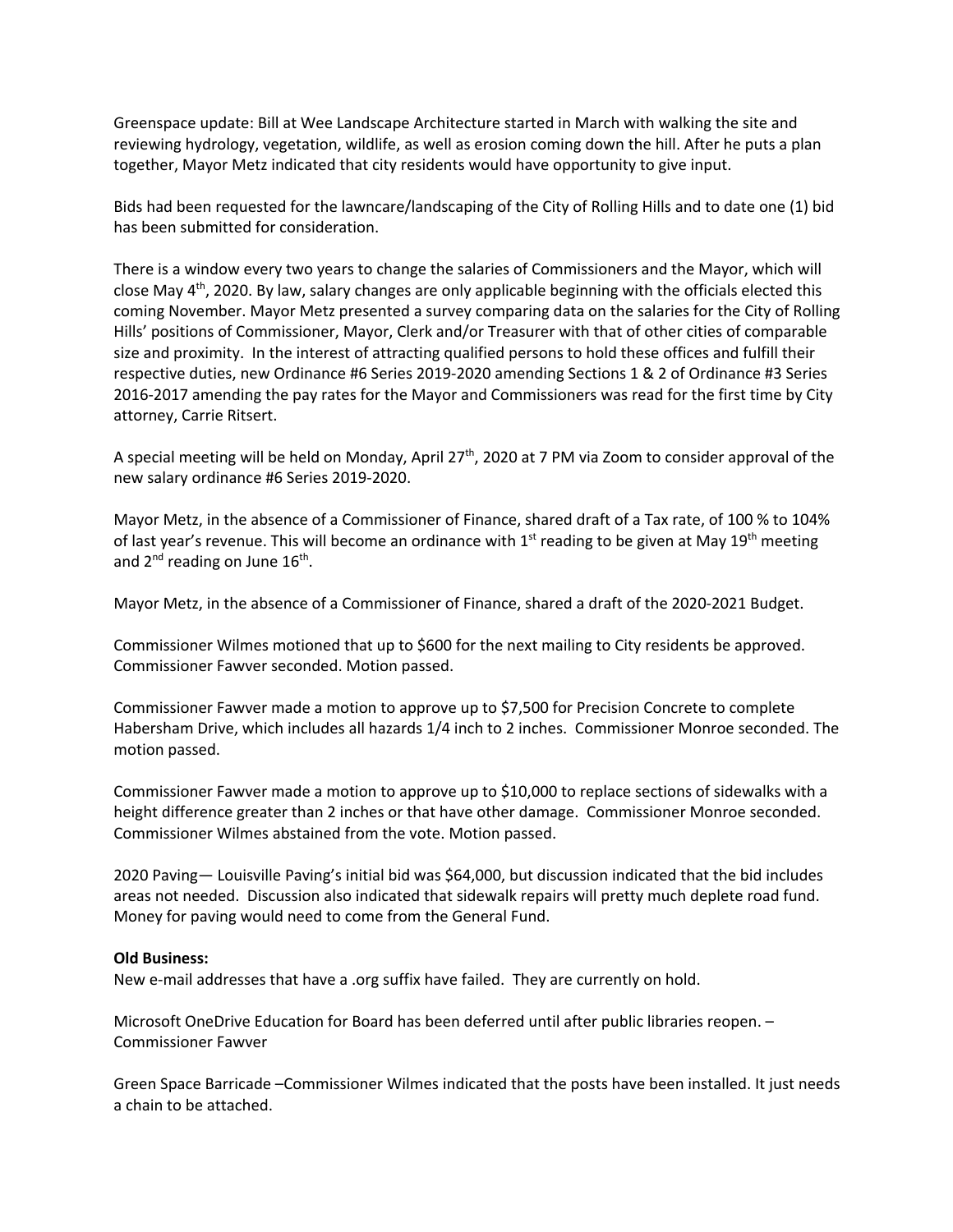Greenspace update: Bill at Wee Landscape Architecture started in March with walking the site and reviewing hydrology, vegetation, wildlife, as well as erosion coming down the hill. After he puts a plan together, Mayor Metz indicated that city residents would have opportunity to give input.

Bids had been requested for the lawncare/landscaping of the City of Rolling Hills and to date one (1) bid has been submitted for consideration.

There is a window every two years to change the salaries of Commissioners and the Mayor, which will close May 4th, 2020. By law, salary changes are only applicable beginning with the officials elected this coming November. Mayor Metz presented a survey comparing data on the salaries for the City of Rolling Hills' positions of Commissioner, Mayor, Clerk and/or Treasurer with that of other cities of comparable size and proximity. In the interest of attracting qualified persons to hold these offices and fulfill their respective duties, new Ordinance #6 Series 2019-2020 amending Sections 1 & 2 of Ordinance #3 Series 2016-2017 amending the pay rates for the Mayor and Commissioners was read for the first time by City attorney, Carrie Ritsert.

A special meeting will be held on Monday, April 27th, 2020 at 7 PM via Zoom to consider approval of the new salary ordinance #6 Series 2019-2020.

Mayor Metz, in the absence of a Commissioner of Finance, shared draft of a Tax rate, of 100 % to 104% of last year's revenue. This will become an ordinance with 1st reading to be given at May 19th meeting and 2nd reading on June 16th.

Mayor Metz, in the absence of a Commissioner of Finance, shared a draft of the 2020-2021 Budget.

Commissioner Wilmes motioned that up to $600 for the next mailing to City residents be approved. Commissioner Fawver seconded. Motion passed.

Commissioner Fawver made a motion to approve up to $7,500 for Precision Concrete to complete Habersham Drive, which includes all hazards 1/4 inch to 2 inches. Commissioner Monroe seconded. The motion passed.

Commissioner Fawver made a motion to approve up to $10,000 to replace sections of sidewalks with a height difference greater than 2 inches or that have other damage. Commissioner Monroe seconded. Commissioner Wilmes abstained from the vote. Motion passed.

2020 Paving— Louisville Paving's initial bid was $64,000, but discussion indicated that the bid includes areas not needed. Discussion also indicated that sidewalk repairs will pretty much deplete road fund. Money for paving would need to come from the General Fund.

**Old Business:**
New e-mail addresses that have a .org suffix have failed. They are currently on hold.

Microsoft OneDrive Education for Board has been deferred until after public libraries reopen. – Commissioner Fawver

Green Space Barricade –Commissioner Wilmes indicated that the posts have been installed. It just needs a chain to be attached.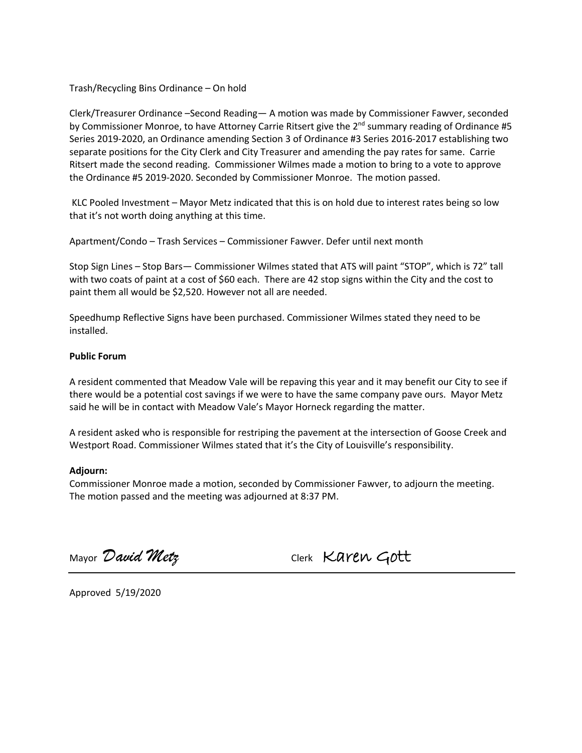Trash/Recycling Bins Ordinance – On hold

Clerk/Treasurer Ordinance –Second Reading— A motion was made by Commissioner Fawver, seconded by Commissioner Monroe, to have Attorney Carrie Ritsert give the 2nd summary reading of Ordinance #5 Series 2019-2020, an Ordinance amending Section 3 of Ordinance #3 Series 2016-2017 establishing two separate positions for the City Clerk and City Treasurer and amending the pay rates for same. Carrie Ritsert made the second reading. Commissioner Wilmes made a motion to bring to a vote to approve the Ordinance #5 2019-2020. Seconded by Commissioner Monroe. The motion passed.

KLC Pooled Investment – Mayor Metz indicated that this is on hold due to interest rates being so low that it's not worth doing anything at this time.

Apartment/Condo – Trash Services – Commissioner Fawver. Defer until next month

Stop Sign Lines – Stop Bars— Commissioner Wilmes stated that ATS will paint "STOP", which is 72" tall with two coats of paint at a cost of $60 each. There are 42 stop signs within the City and the cost to paint them all would be $2,520. However not all are needed.

Speedhump Reflective Signs have been purchased. Commissioner Wilmes stated they need to be installed.

**Public Forum**

A resident commented that Meadow Vale will be repaving this year and it may benefit our City to see if there would be a potential cost savings if we were to have the same company pave ours. Mayor Metz said he will be in contact with Meadow Vale's Mayor Horneck regarding the matter.

A resident asked who is responsible for restriping the pavement at the intersection of Goose Creek and Westport Road. Commissioner Wilmes stated that it's the City of Louisville's responsibility.

**Adjourn:**

Commissioner Monroe made a motion, seconded by Commissioner Fawver, to adjourn the meeting. The motion passed and the meeting was adjourned at 8:37 PM.

Mayor *David Metz* Clerk Karen Gott

Approved 5/19/2020